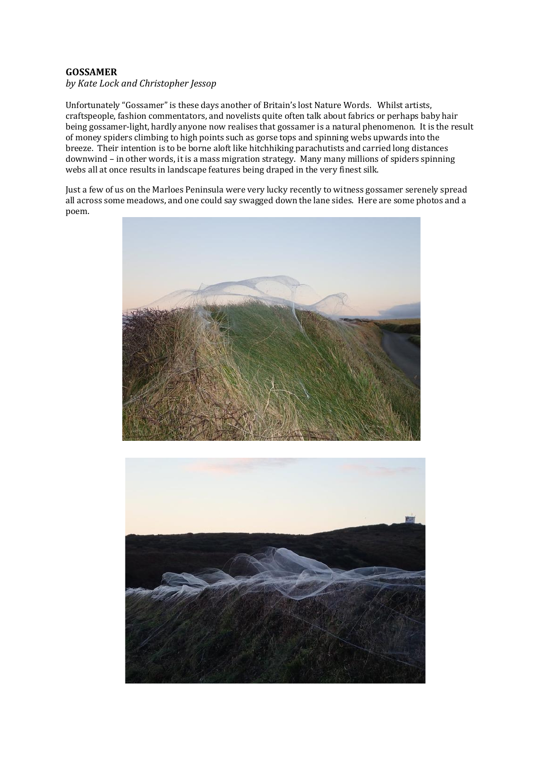**GOSSAMER**

*by Kate Lock and Christopher Jessop*

Unfortunately "Gossamer" is these days another of Britain's lost Nature Words. Whilst artists, craftspeople, fashion commentators, and novelists quite often talk about fabrics or perhaps baby hair being gossamer-light, hardly anyone now realises that gossamer is a natural phenomenon. It is the result of money spiders climbing to high points such as gorse tops and spinning webs upwards into the breeze. Their intention is to be borne aloft like hitchhiking parachutists and carried long distances downwind – in other words, it is a mass migration strategy. Many many millions of spiders spinning webs all at once results in landscape features being draped in the very finest silk.

Just a few of us on the Marloes Peninsula were very lucky recently to witness gossamer serenely spread all across some meadows, and one could say swagged down the lane sides. Here are some photos and a poem.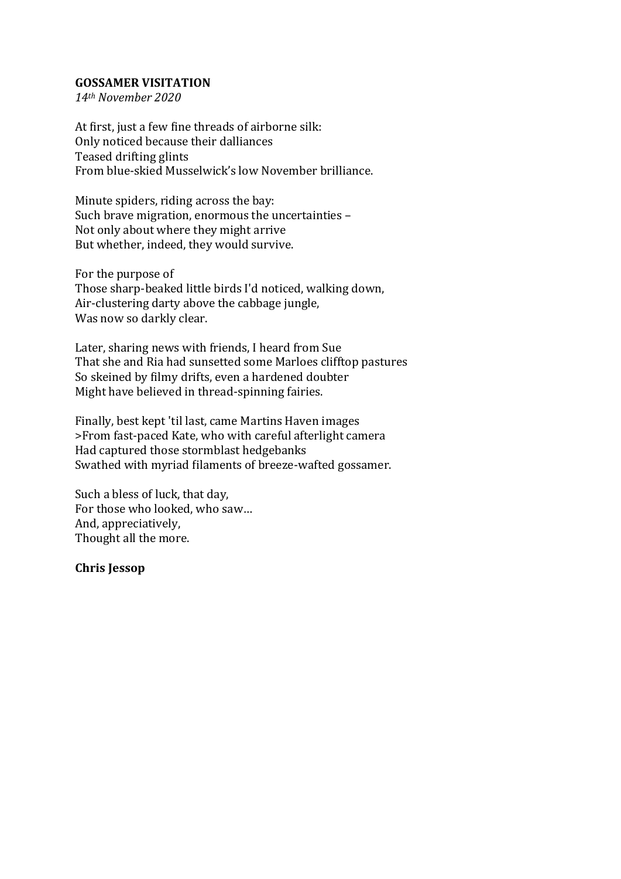**GOSSAMER VISITATION**
*14th November 2020*

At first, just a few fine threads of airborne silk:
Only noticed because their dalliances
Teased drifting glints
From blue-skied Musselwick's low November brilliance.

Minute spiders, riding across the bay:
Such brave migration, enormous the uncertainties –
Not only about where they might arrive
But whether, indeed, they would survive.

For the purpose of
Those sharp-beaked little birds I'd noticed, walking down,
Air-clustering darty above the cabbage jungle,
Was now so darkly clear.

Later, sharing news with friends, I heard from Sue
That she and Ria had sunsetted some Marloes clifftop pastures
So skeined by filmy drifts, even a hardened doubter
Might have believed in thread-spinning fairies.

Finally, best kept 'til last, came Martins Haven images
>From fast-paced Kate, who with careful afterlight camera
Had captured those stormblast hedgebanks
Swathed with myriad filaments of breeze-wafted gossamer.

Such a bless of luck, that day,
For those who looked, who saw…
And, appreciatively,
Thought all the more.

**Chris Jessop**